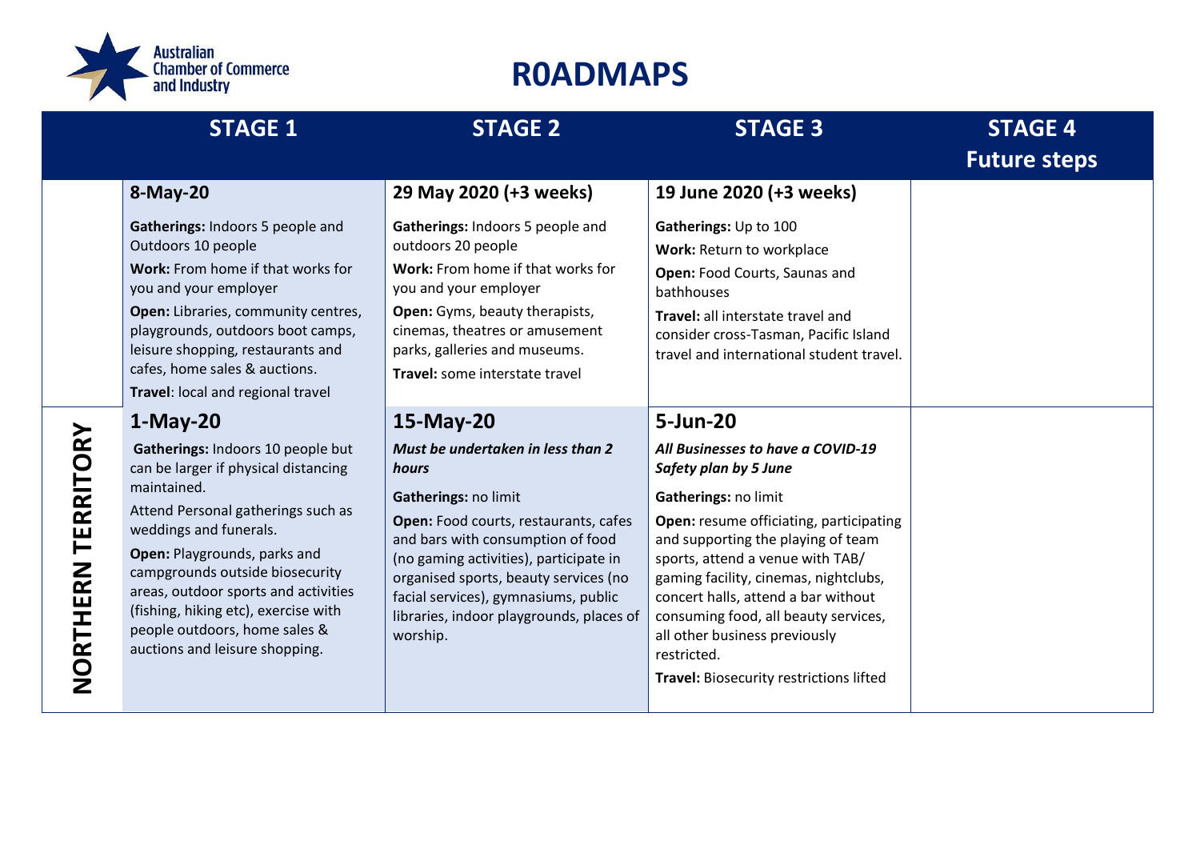Australian Chamber of Commerce and Industry

# R0ADMAPS

| | STAGE 1 | STAGE 2 | STAGE 3 | STAGE 4 Future steps |
|---|---|---|---|---|
| | **8-May-20**<br><br>**Gatherings:** Indoors 5 people and Outdoors 10 people<br>**Work:** From home if that works for you and your employer<br>**Open:** Libraries, community centres, playgrounds, outdoors boot camps, leisure shopping, restaurants and cafes, home sales & auctions.<br>**Travel**: local and regional travel | **29 May 2020 (+3 weeks)**<br><br>**Gatherings:** Indoors 5 people and outdoors 20 people<br>**Work:** From home if that works for you and your employer<br>**Open:** Gyms, beauty therapists, cinemas, theatres or amusement parks, galleries and museums.<br>**Travel:** some interstate travel | **19 June 2020 (+3 weeks)**<br><br>**Gatherings:** Up to 100<br>**Work:** Return to workplace<br>**Open:** Food Courts, Saunas and bathhouses<br>**Travel:** all interstate travel and consider cross-Tasman, Pacific Island travel and international student travel. | |
| **NORTHERN TERRITORY** | **1-May-20**<br><br>**Gatherings:** Indoors 10 people but can be larger if physical distancing maintained.<br>Attend Personal gatherings such as weddings and funerals.<br>**Open:** Playgrounds, parks and campgrounds outside biosecurity areas, outdoor sports and activities (fishing, hiking etc), exercise with people outdoors, home sales & auctions and leisure shopping. | **15-May-20**<br><br>***Must be undertaken in less than 2 hours***<br><br>**Gatherings:** no limit<br>**Open:** Food courts, restaurants, cafes and bars with consumption of food (no gaming activities), participate in organised sports, beauty services (no facial services), gymnasiums, public libraries, indoor playgrounds, places of worship. | **5-Jun-20**<br><br>***All Businesses to have a COVID-19 Safety plan by 5 June***<br><br>**Gatherings:** no limit<br>**Open:** resume officiating, participating and supporting the playing of team sports, attend a venue with TAB/ gaming facility, cinemas, nightclubs, concert halls, attend a bar without consuming food, all beauty services, all other business previously restricted.<br>**Travel:** Biosecurity restrictions lifted | |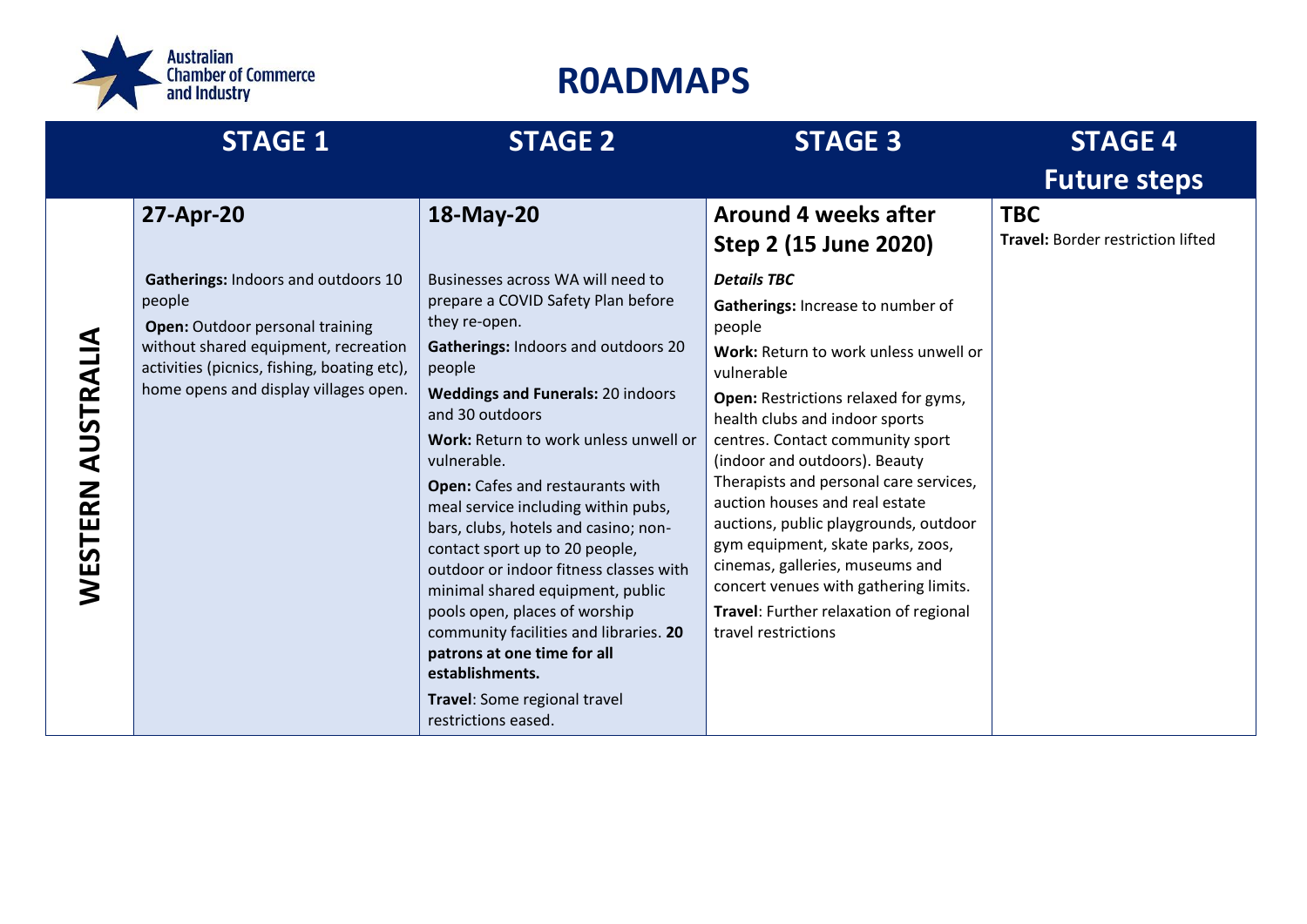# R0ADMAPS

| | STAGE 1 | STAGE 2 | STAGE 3 | STAGE 4 Future steps |
|---|---|---|---|---|
| **WESTERN AUSTRALIA** | **27-Apr-20**<br><br>**Gatherings:** Indoors and outdoors 10 people<br>**Open:** Outdoor personal training without shared equipment, recreation activities (picnics, fishing, boating etc), home opens and display villages open. | **18-May-20**<br><br>Businesses across WA will need to prepare a COVID Safety Plan before they re-open.<br>**Gatherings:** Indoors and outdoors 20 people<br>**Weddings and Funerals:** 20 indoors and 30 outdoors<br>**Work:** Return to work unless unwell or vulnerable.<br>**Open:** Cafes and restaurants with meal service including within pubs, bars, clubs, hotels and casino; non-contact sport up to 20 people, outdoor or indoor fitness classes with minimal shared equipment, public pools open, places of worship community facilities and libraries. **20 patrons at one time for all establishments.**<br>**Travel**: Some regional travel restrictions eased. | **Around 4 weeks after Step 2 (15 June 2020)**<br><br>***Details TBC***<br>**Gatherings:** Increase to number of people<br>**Work:** Return to work unless unwell or vulnerable<br>**Open:** Restrictions relaxed for gyms, health clubs and indoor sports centres. Contact community sport (indoor and outdoors). Beauty Therapists and personal care services, auction houses and real estate auctions, public playgrounds, outdoor gym equipment, skate parks, zoos, cinemas, galleries, museums and concert venues with gathering limits.<br>**Travel**: Further relaxation of regional travel restrictions | **TBC**<br>**Travel:** Border restriction lifted |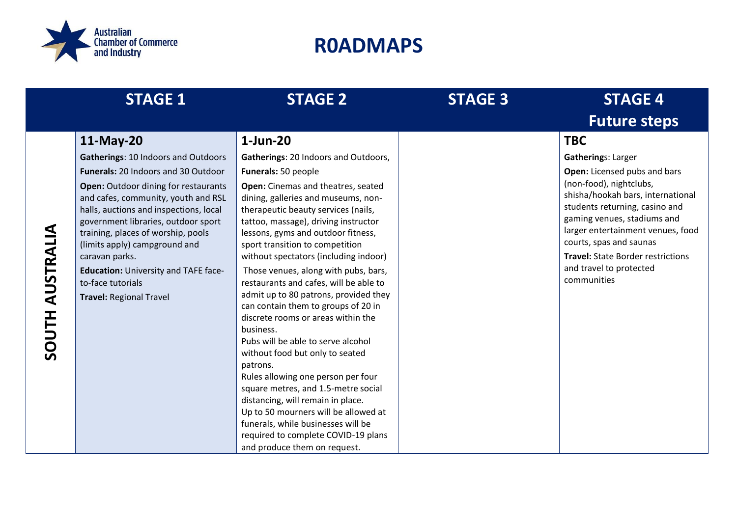# R0ADMAPS

| | STAGE 1 | STAGE 2 | STAGE 3 | STAGE 4 Future steps |
|---|---|---|---|---|
| **SOUTH AUSTRALIA** | **11-May-20**<br>**Gatherings**: 10 Indoors and Outdoors<br>**Funerals:** 20 Indoors and 30 Outdoor<br>**Open:** Outdoor dining for restaurants and cafes, community, youth and RSL halls, auctions and inspections, local government libraries, outdoor sport training, places of worship, pools (limits apply) campground and caravan parks.<br>**Education:** University and TAFE face-to-face tutorials<br>**Travel:** Regional Travel | **1-Jun-20**<br>**Gatherings**: 20 Indoors and Outdoors,<br>**Funerals:** 50 people<br>**Open:** Cinemas and theatres, seated dining, galleries and museums, non-therapeutic beauty services (nails, tattoo, massage), driving instructor lessons, gyms and outdoor fitness, sport transition to competition without spectators (including indoor)<br>Those venues, along with pubs, bars, restaurants and cafes, will be able to admit up to 80 patrons, provided they can contain them to groups of 20 in discrete rooms or areas within the business.<br>Pubs will be able to serve alcohol without food but only to seated patrons.<br>Rules allowing one person per four square metres, and 1.5-metre social distancing, will remain in place.<br>Up to 50 mourners will be allowed at funerals, while businesses will be required to complete COVID-19 plans and produce them on request. | | **TBC**<br>**Gatherings**: Larger<br>**Open:** Licensed pubs and bars (non-food), nightclubs, shisha/hookah bars, international students returning, casino and gaming venues, stadiums and larger entertainment venues, food courts, spas and saunas<br>**Travel:** State Border restrictions and travel to protected communities |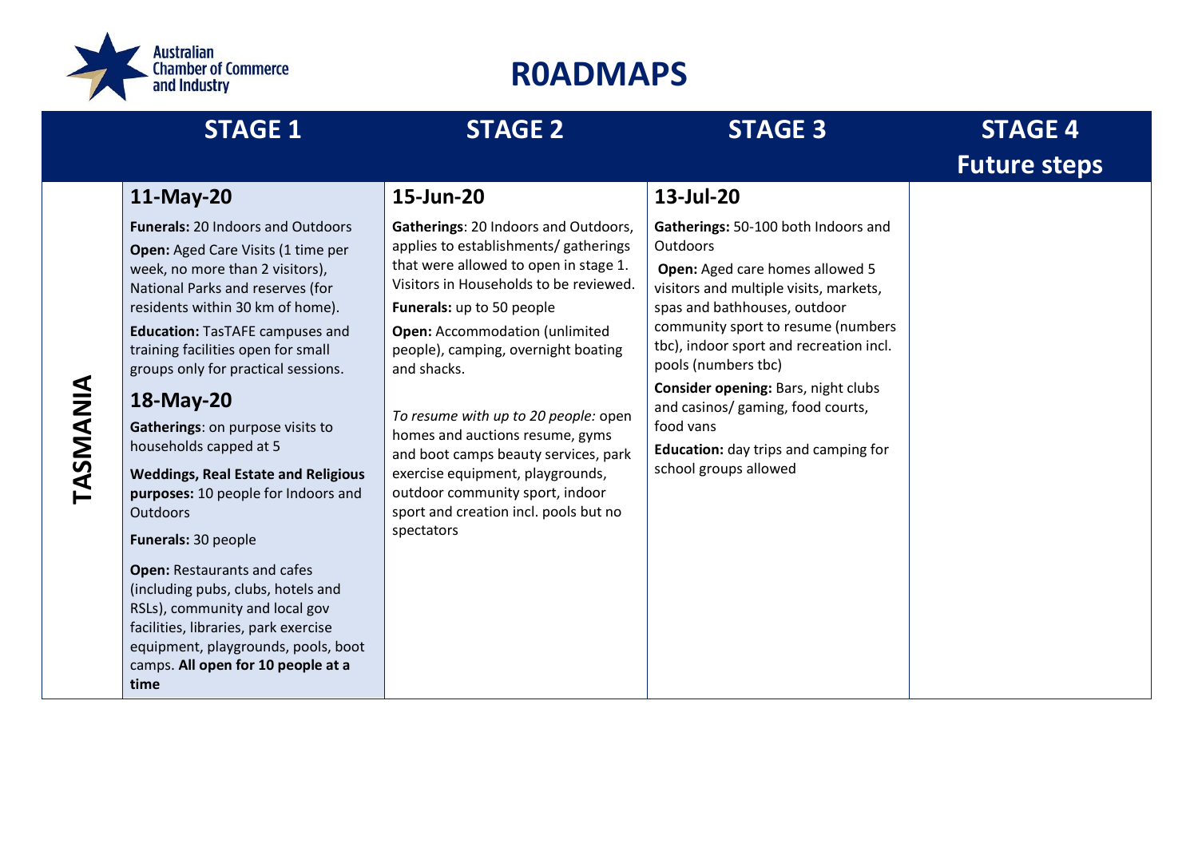# R0ADMAPS

| | STAGE 1 | STAGE 2 | STAGE 3 | STAGE 4 Future steps |
|---|---|---|---|---|
| **TASMANIA** | **11-May-20**<br><br>**Funerals:** 20 Indoors and Outdoors<br><br>**Open:** Aged Care Visits (1 time per week, no more than 2 visitors), National Parks and reserves (for residents within 30 km of home).<br><br>**Education:** TasTAFE campuses and training facilities open for small groups only for practical sessions.<br><br>**18-May-20**<br><br>**Gatherings**: on purpose visits to households capped at 5<br><br>**Weddings, Real Estate and Religious purposes:** 10 people for Indoors and Outdoors<br><br>**Funerals:** 30 people<br><br>**Open:** Restaurants and cafes (including pubs, clubs, hotels and RSLs), community and local gov facilities, libraries, park exercise equipment, playgrounds, pools, boot camps. **All open for 10 people at a time** | **15-Jun-20**<br><br>**Gatherings**: 20 Indoors and Outdoors, applies to establishments/ gatherings that were allowed to open in stage 1. Visitors in Households to be reviewed.<br><br>**Funerals:** up to 50 people<br><br>**Open:** Accommodation (unlimited people), camping, overnight boating and shacks.<br><br>*To resume with up to 20 people:* open homes and auctions resume, gyms and boot camps beauty services, park exercise equipment, playgrounds, outdoor community sport, indoor sport and creation incl. pools but no spectators | **13-Jul-20**<br><br>**Gatherings:** 50-100 both Indoors and Outdoors<br><br>**Open:** Aged care homes allowed 5 visitors and multiple visits, markets, spas and bathhouses, outdoor community sport to resume (numbers tbc), indoor sport and recreation incl. pools (numbers tbc)<br><br>**Consider opening:** Bars, night clubs and casinos/ gaming, food courts, food vans<br><br>**Education:** day trips and camping for school groups allowed | |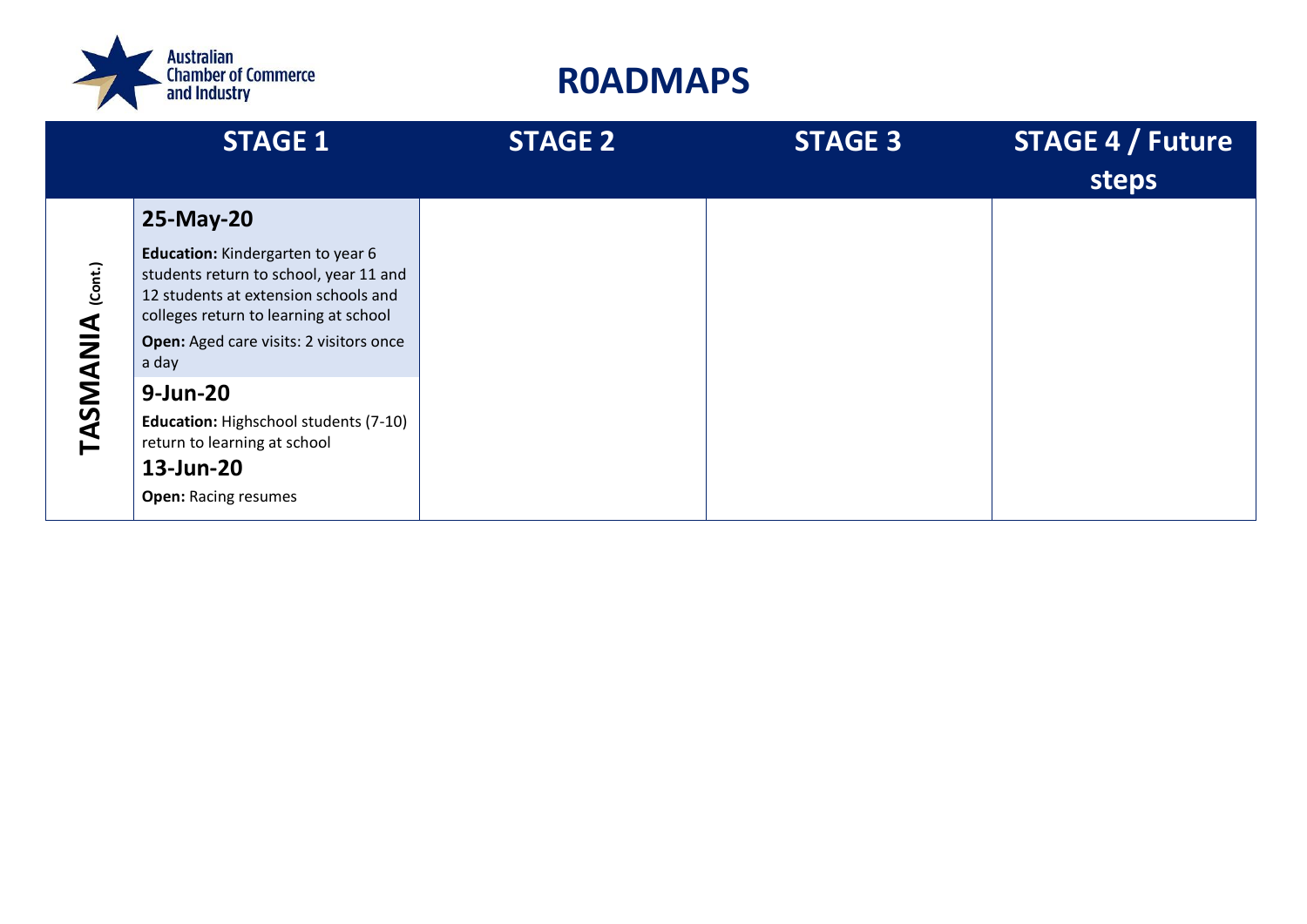# R0ADMAPS

| | STAGE 1 | STAGE 2 | STAGE 3 | STAGE 4 / Future steps |
|---|---|---|---|---|
| **TASMANIA (Cont.)** | **25-May-20**<br>**Education:** Kindergarten to year 6 students return to school, year 11 and 12 students at extension schools and colleges return to learning at school<br>**Open:** Aged care visits: 2 visitors once a day<br>**9-Jun-20**<br>**Education:** Highschool students (7-10) return to learning at school<br>**13-Jun-20**<br>**Open:** Racing resumes | | | |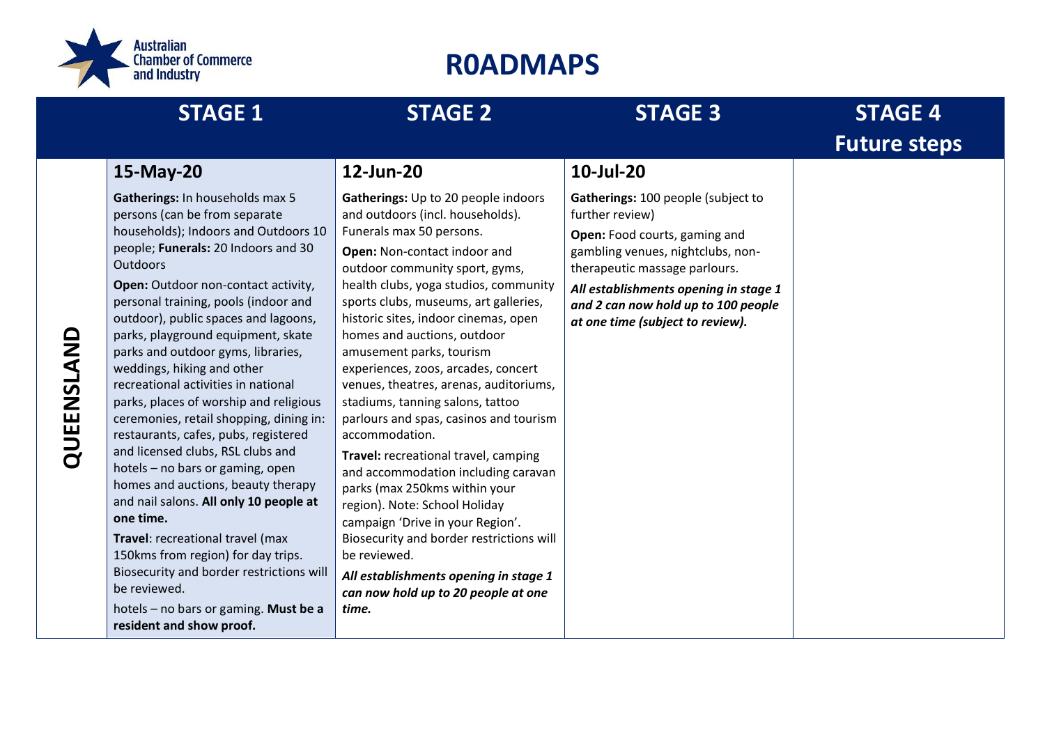# R0ADMAPS

| | STAGE 1 | STAGE 2 | STAGE 3 | STAGE 4 Future steps |
|---|---|---|---|---|
| **QUEENSLAND** | **15-May-20**<br><br>**Gatherings:** In households max 5 persons (can be from separate households); Indoors and Outdoors 10 people; **Funerals:** 20 Indoors and 30 Outdoors<br><br>**Open:** Outdoor non-contact activity, personal training, pools (indoor and outdoor), public spaces and lagoons, parks, playground equipment, skate parks and outdoor gyms, libraries, weddings, hiking and other recreational activities in national parks, places of worship and religious ceremonies, retail shopping, dining in: restaurants, cafes, pubs, registered and licensed clubs, RSL clubs and hotels – no bars or gaming, open homes and auctions, beauty therapy and nail salons. **All only 10 people at one time.**<br><br>**Travel**: recreational travel (max 150kms from region) for day trips. Biosecurity and border restrictions will be reviewed.<br><br>hotels – no bars or gaming. **Must be a resident and show proof.** | **12-Jun-20**<br><br>**Gatherings:** Up to 20 people indoors and outdoors (incl. households). Funerals max 50 persons.<br><br>**Open:** Non-contact indoor and outdoor community sport, gyms, health clubs, yoga studios, community sports clubs, museums, art galleries, historic sites, indoor cinemas, open homes and auctions, outdoor amusement parks, tourism experiences, zoos, arcades, concert venues, theatres, arenas, auditoriums, stadiums, tanning salons, tattoo parlours and spas, casinos and tourism accommodation.<br><br>**Travel:** recreational travel, camping and accommodation including caravan parks (max 250kms within your region). Note: School Holiday campaign 'Drive in your Region'. Biosecurity and border restrictions will be reviewed.<br><br>***All establishments opening in stage 1 can now hold up to 20 people at one time.*** | **10-Jul-20**<br><br>**Gatherings:** 100 people (subject to further review)<br><br>**Open:** Food courts, gaming and gambling venues, nightclubs, non-therapeutic massage parlours.<br><br>***All establishments opening in stage 1 and 2 can now hold up to 100 people at one time (subject to review).*** | |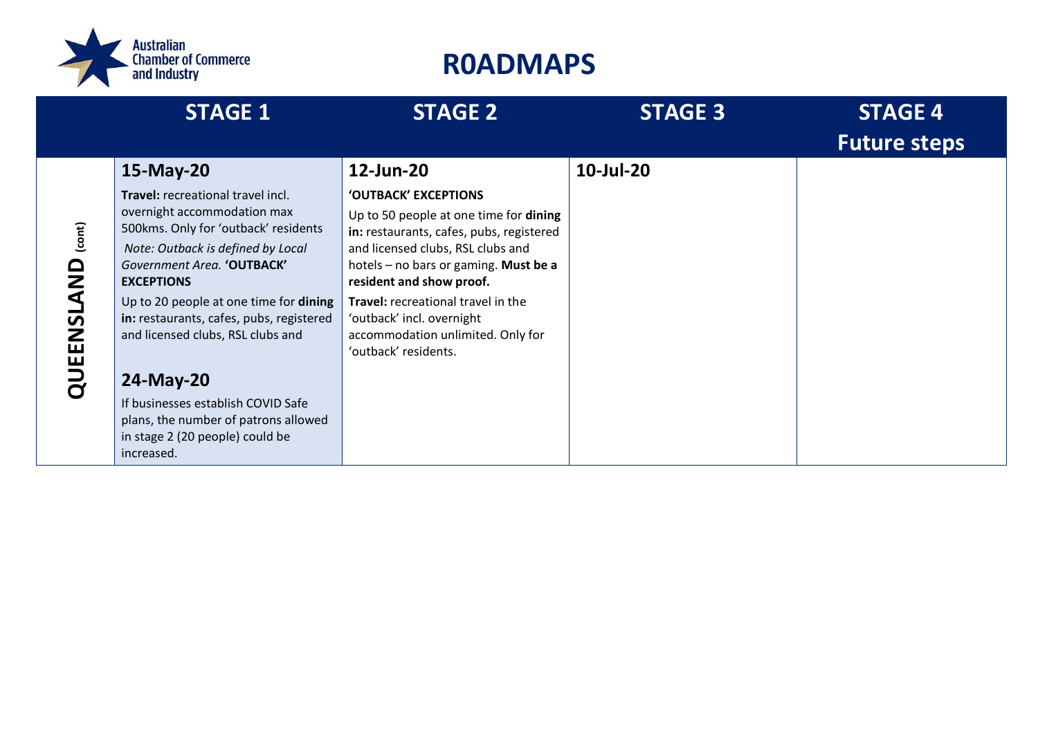Australian Chamber of Commerce and Industry

# R0ADMAPS

| | STAGE 1 | STAGE 2 | STAGE 3 | STAGE 4 Future steps |
|---|---|---|---|---|
| **QUEENSLAND** (cont) | **15-May-20**<br>**Travel:** recreational travel incl. overnight accommodation max 500kms. Only for 'outback' residents<br>*Note: Outback is defined by Local Government Area.* **'OUTBACK' EXCEPTIONS**<br>Up to 20 people at one time for **dining in:** restaurants, cafes, pubs, registered and licensed clubs, RSL clubs and<br><br>**24-May-20**<br>If businesses establish COVID Safe plans, the number of patrons allowed in stage 2 (20 people) could be increased. | **12-Jun-20**<br>**'OUTBACK' EXCEPTIONS**<br>Up to 50 people at one time for **dining in:** restaurants, cafes, pubs, registered and licensed clubs, RSL clubs and hotels – no bars or gaming. **Must be a resident and show proof.**<br>**Travel:** recreational travel in the 'outback' incl. overnight accommodation unlimited. Only for 'outback' residents. | **10-Jul-20** | |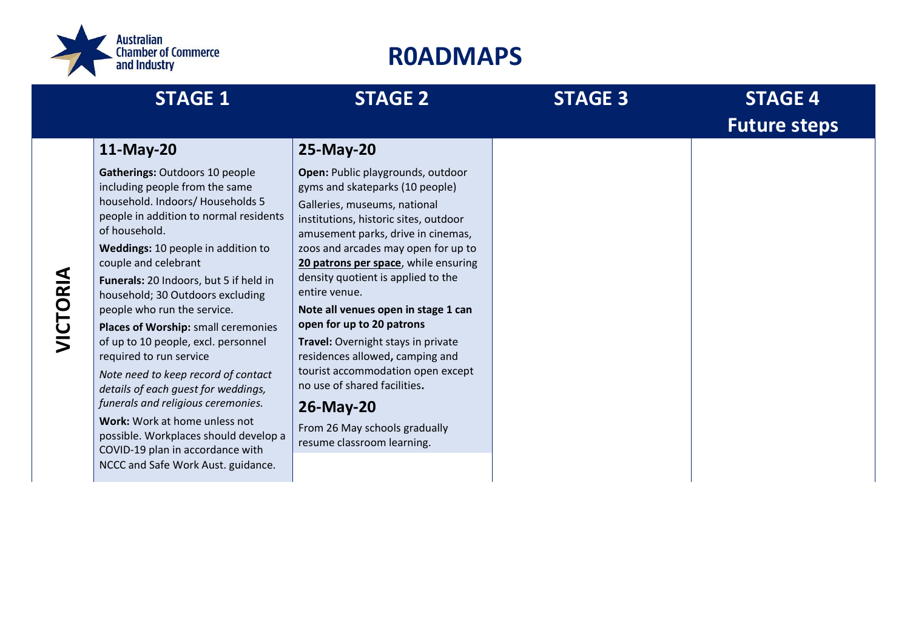# R0ADMAPS

| | STAGE 1 | STAGE 2 | STAGE 3 | STAGE 4 Future steps |
|---|---|---|---|---|
| **VICTORIA** | **11-May-20**<br><br>**Gatherings:** Outdoors 10 people including people from the same household. Indoors/ Households 5 people in addition to normal residents of household.<br><br>**Weddings:** 10 people in addition to couple and celebrant<br><br>**Funerals:** 20 Indoors, but 5 if held in household; 30 Outdoors excluding people who run the service.<br><br>**Places of Worship:** small ceremonies of up to 10 people, excl. personnel required to run service<br><br>*Note need to keep record of contact details of each guest for weddings, funerals and religious ceremonies.*<br><br>**Work:** Work at home unless not possible. Workplaces should develop a COVID-19 plan in accordance with NCCC and Safe Work Aust. guidance. | **25-May-20**<br><br>**Open:** Public playgrounds, outdoor gyms and skateparks (10 people)<br><br>Galleries, museums, national institutions, historic sites, outdoor amusement parks, drive in cinemas, zoos and arcades may open for up to **20 patrons per space**, while ensuring density quotient is applied to the entire venue.<br><br>**Note all venues open in stage 1 can open for up to 20 patrons**<br><br>**Travel:** Overnight stays in private residences allowed**,** camping and tourist accommodation open except no use of shared facilities**.**<br><br>**26-May-20**<br><br>From 26 May schools gradually resume classroom learning. | | |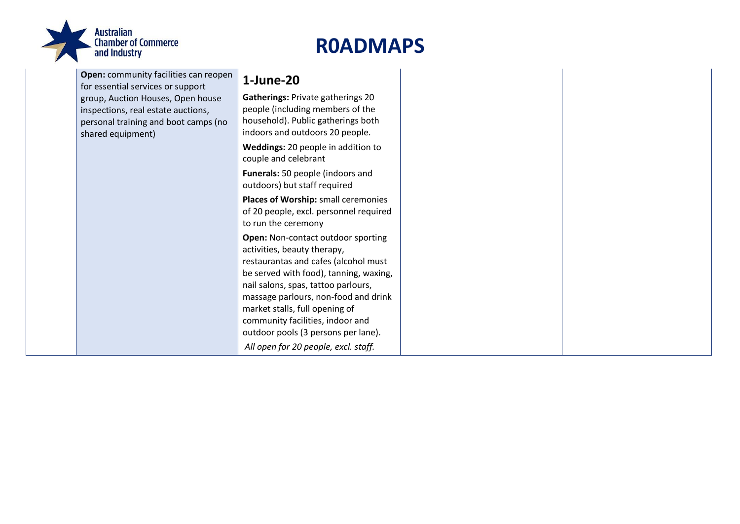# R0ADMAPS

|  | | | | |
|---|---|---|---|---|
| | **Open:** community facilities can reopen for essential services or support group, Auction Houses, Open house inspections, real estate auctions, personal training and boot camps (no shared equipment) | **1-June-20**<br><br>**Gatherings:** Private gatherings 20 people (including members of the household). Public gatherings both indoors and outdoors 20 people.<br><br>**Weddings:** 20 people in addition to couple and celebrant<br><br>**Funerals:** 50 people (indoors and outdoors) but staff required<br><br>**Places of Worship:** small ceremonies of 20 people, excl. personnel required to run the ceremony<br><br>**Open:** Non-contact outdoor sporting activities, beauty therapy, restaurantas and cafes (alcohol must be served with food), tanning, waxing, nail salons, spas, tattoo parlours, massage parlours, non-food and drink market stalls, full opening of community facilities, indoor and outdoor pools (3 persons per lane).<br><br>*All open for 20 people, excl. staff.* | | |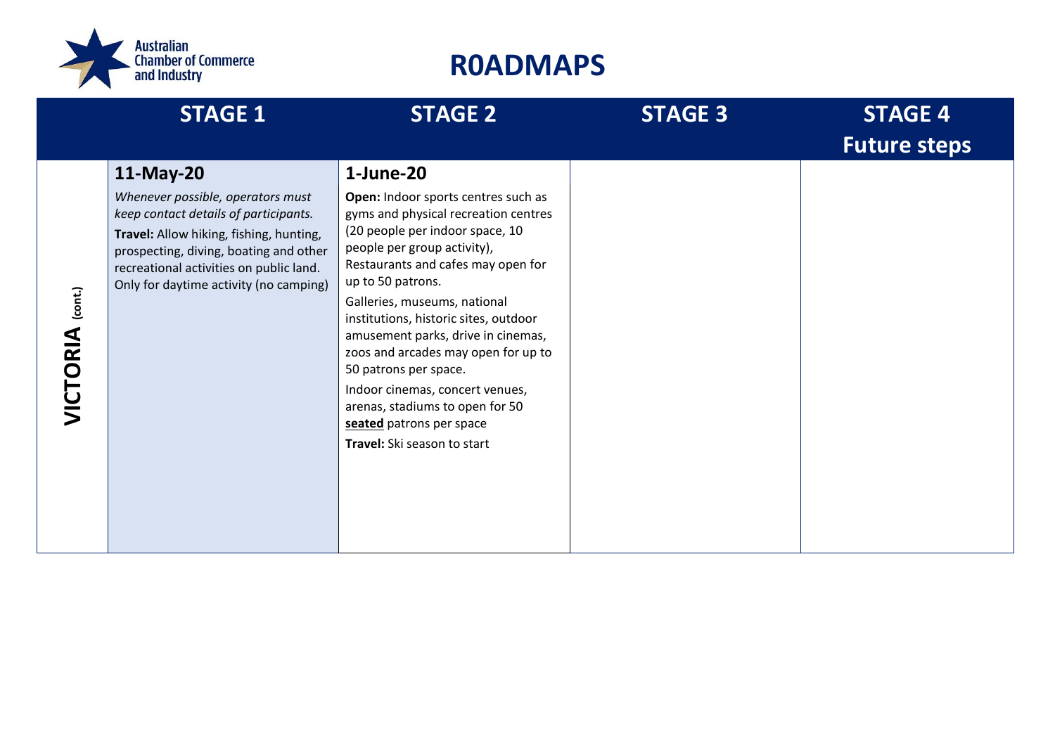# R0ADMAPS

| | STAGE 1 | STAGE 2 | STAGE 3 | STAGE 4 Future steps |
|---|---|---|---|---|
| **VICTORIA** (cont.) | **11-May-20**<br>*Whenever possible, operators must keep contact details of participants.*<br>**Travel:** Allow hiking, fishing, hunting, prospecting, diving, boating and other recreational activities on public land. Only for daytime activity (no camping) | **1-June-20**<br>**Open:** Indoor sports centres such as gyms and physical recreation centres (20 people per indoor space, 10 people per group activity), Restaurants and cafes may open for up to 50 patrons.<br>Galleries, museums, national institutions, historic sites, outdoor amusement parks, drive in cinemas, zoos and arcades may open for up to 50 patrons per space.<br>Indoor cinemas, concert venues, arenas, stadiums to open for 50 **seated** patrons per space<br>**Travel:** Ski season to start | | |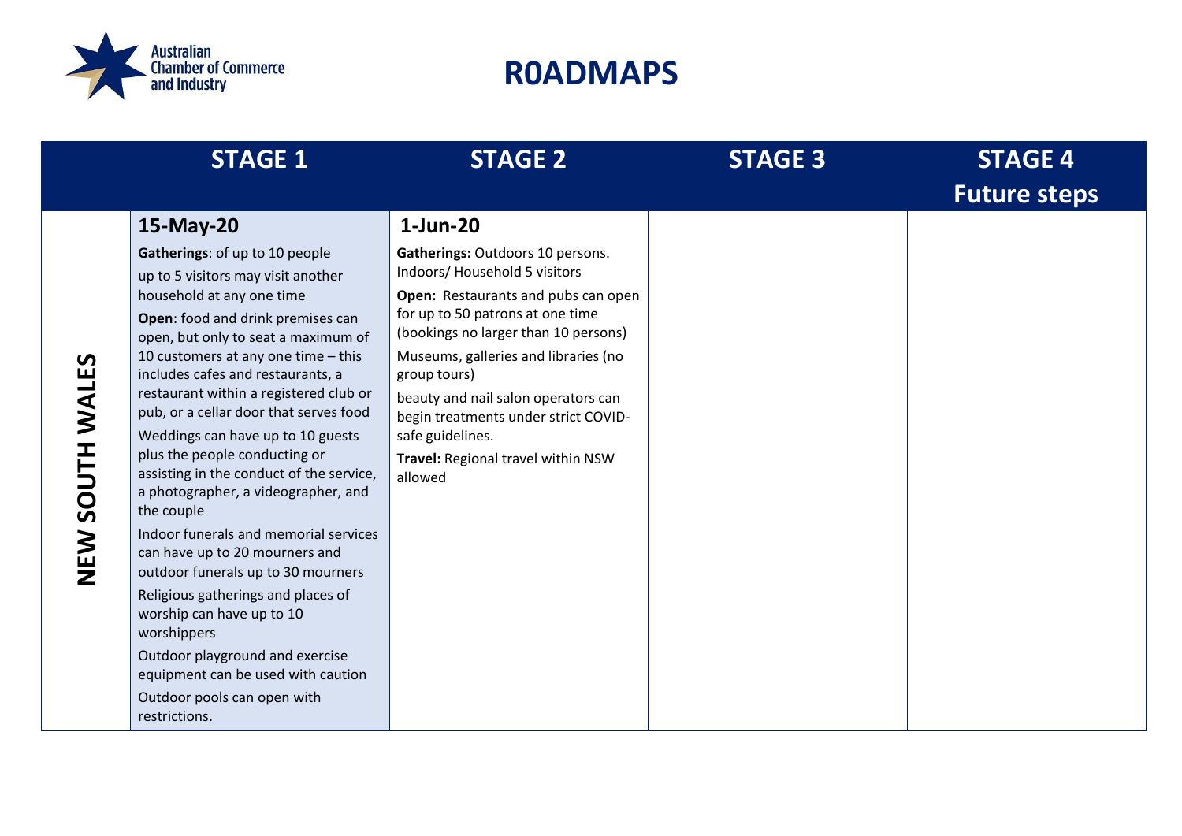# R0ADMAPS

| | STAGE 1 | STAGE 2 | STAGE 3 | STAGE 4 Future steps |
|---|---|---|---|---|
| **NEW SOUTH WALES** | **15-May-20**<br>**Gatherings**: of up to 10 people<br>up to 5 visitors may visit another household at any one time<br>**Open**: food and drink premises can open, but only to seat a maximum of 10 customers at any one time – this includes cafes and restaurants, a restaurant within a registered club or pub, or a cellar door that serves food<br>Weddings can have up to 10 guests plus the people conducting or assisting in the conduct of the service, a photographer, a videographer, and the couple<br>Indoor funerals and memorial services can have up to 20 mourners and outdoor funerals up to 30 mourners<br>Religious gatherings and places of worship can have up to 10 worshippers<br>Outdoor playground and exercise equipment can be used with caution<br>Outdoor pools can open with restrictions. | **1-Jun-20**<br>**Gatherings:** Outdoors 10 persons. Indoors/ Household 5 visitors<br>**Open:** Restaurants and pubs can open for up to 50 patrons at one time (bookings no larger than 10 persons)<br>Museums, galleries and libraries (no group tours)<br>beauty and nail salon operators can begin treatments under strict COVID-safe guidelines.<br>**Travel:** Regional travel within NSW allowed | | |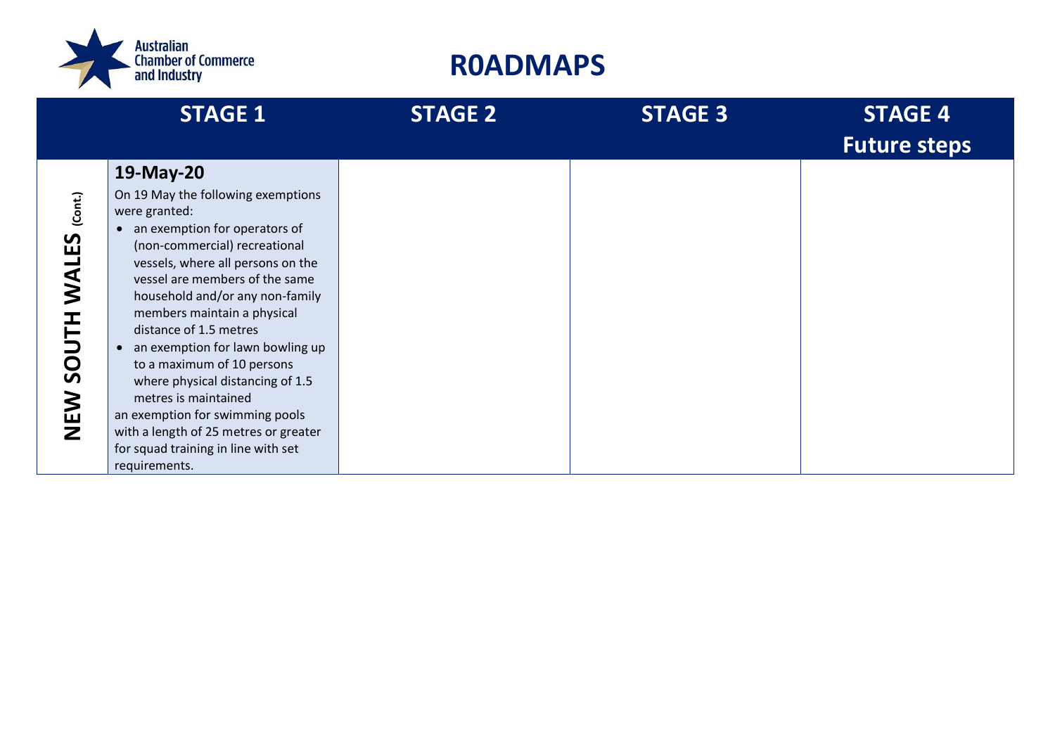# R0ADMAPS

| | STAGE 1 | STAGE 2 | STAGE 3 | STAGE 4 Future steps |
|---|---|---|---|---|
| **NEW SOUTH WALES** (Cont.) | **19-May-20**<br>On 19 May the following exemptions were granted:<br>• an exemption for operators of (non-commercial) recreational vessels, where all persons on the vessel are members of the same household and/or any non-family members maintain a physical distance of 1.5 metres<br>• an exemption for lawn bowling up to a maximum of 10 persons where physical distancing of 1.5 metres is maintained<br>an exemption for swimming pools with a length of 25 metres or greater for squad training in line with set requirements. | | | |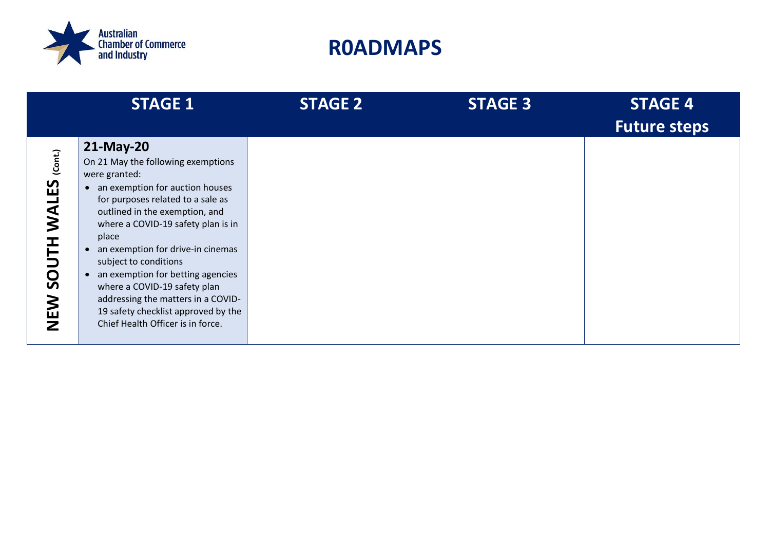# R0ADMAPS

| | STAGE 1 | STAGE 2 | STAGE 3 | STAGE 4 Future steps |
|---|---|---|---|---|
| **NEW SOUTH WALES** (Cont.) | **21-May-20**<br>On 21 May the following exemptions were granted:<br>• an exemption for auction houses for purposes related to a sale as outlined in the exemption, and where a COVID-19 safety plan is in place<br>• an exemption for drive-in cinemas subject to conditions<br>• an exemption for betting agencies where a COVID-19 safety plan addressing the matters in a COVID-19 safety checklist approved by the Chief Health Officer is in force. | | | |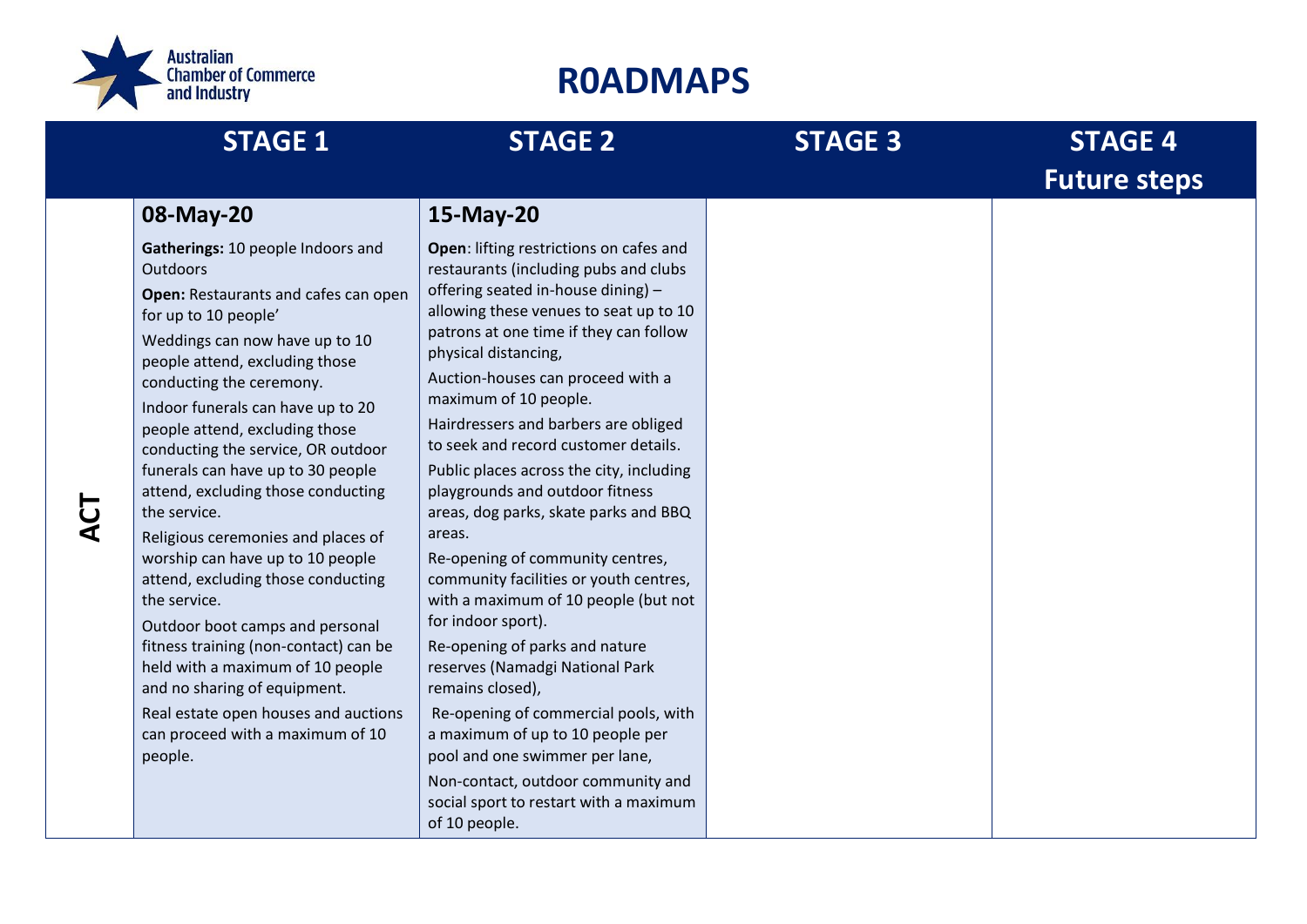# R0ADMAPS

| | STAGE 1 | STAGE 2 | STAGE 3 | STAGE 4 Future steps |
|---|---|---|---|---|
| **ACT** | **08-May-20**<br><br>**Gatherings:** 10 people Indoors and Outdoors<br><br>**Open:** Restaurants and cafes can open for up to 10 people'<br><br>Weddings can now have up to 10 people attend, excluding those conducting the ceremony.<br><br>Indoor funerals can have up to 20 people attend, excluding those conducting the service, OR outdoor funerals can have up to 30 people attend, excluding those conducting the service.<br><br>Religious ceremonies and places of worship can have up to 10 people attend, excluding those conducting the service.<br><br>Outdoor boot camps and personal fitness training (non-contact) can be held with a maximum of 10 people and no sharing of equipment.<br><br>Real estate open houses and auctions can proceed with a maximum of 10 people. | **15-May-20**<br><br>**Open**: lifting restrictions on cafes and restaurants (including pubs and clubs offering seated in-house dining) – allowing these venues to seat up to 10 patrons at one time if they can follow physical distancing,<br><br>Auction-houses can proceed with a maximum of 10 people.<br><br>Hairdressers and barbers are obliged to seek and record customer details.<br><br>Public places across the city, including playgrounds and outdoor fitness areas, dog parks, skate parks and BBQ areas.<br><br>Re-opening of community centres, community facilities or youth centres, with a maximum of 10 people (but not for indoor sport).<br><br>Re-opening of parks and nature reserves (Namadgi National Park remains closed),<br><br>Re-opening of commercial pools, with a maximum of up to 10 people per pool and one swimmer per lane,<br><br>Non-contact, outdoor community and social sport to restart with a maximum of 10 people. | | |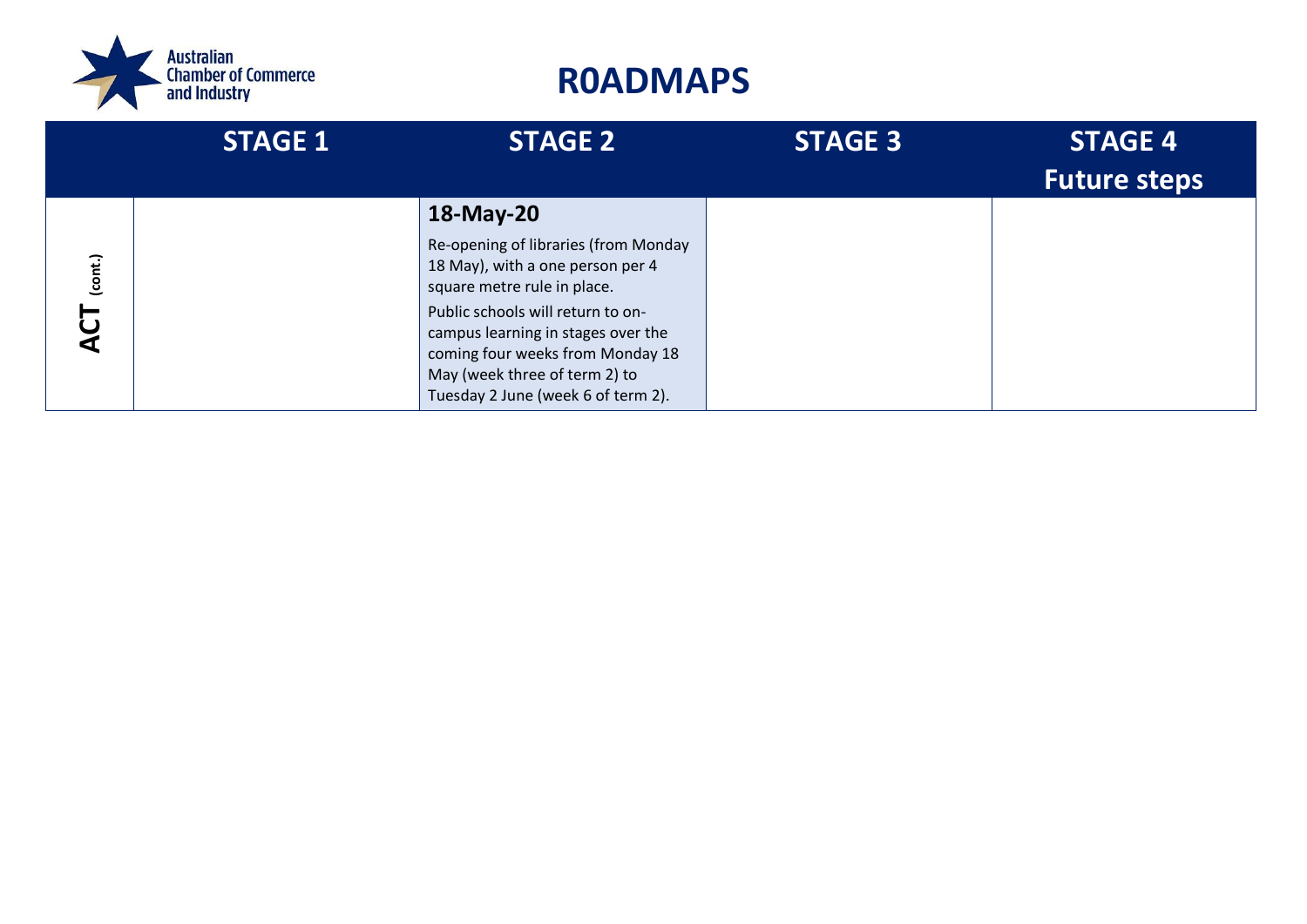# R0ADMAPS

| | STAGE 1 | STAGE 2 | STAGE 3 | STAGE 4 Future steps |
|---|---|---|---|---|
| **ACT** (cont.) | | **18-May-20**<br>Re-opening of libraries (from Monday 18 May), with a one person per 4 square metre rule in place.<br>Public schools will return to on-campus learning in stages over the coming four weeks from Monday 18 May (week three of term 2) to Tuesday 2 June (week 6 of term 2). | | |